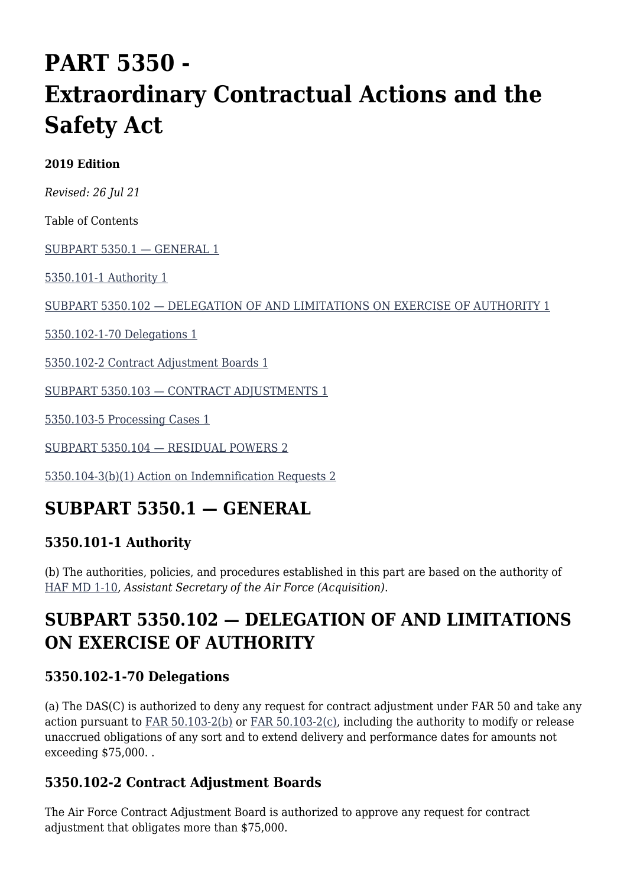# PART 5350 - Extraordinary Contractual Actions and the Safety Act

**2019 Edition**

*Revised: 26 Jul 21*

Table of Contents

[SUBPART 5350.1 — GENERAL 1](#)

[5350.101-1 Authority 1](#)

[SUBPART 5350.102 — DELEGATION OF AND LIMITATIONS ON EXERCISE OF AUTHORITY 1](#)

[5350.102-1-70 Delegations 1](#)

[5350.102-2 Contract Adjustment Boards 1](#)

[SUBPART 5350.103 — CONTRACT ADJUSTMENTS 1](#)

[5350.103-5 Processing Cases 1](#)

[SUBPART 5350.104 — RESIDUAL POWERS 2](#)

[5350.104-3(b)(1) Action on Indemnification Requests 2](#)

## SUBPART 5350.1 — GENERAL

### 5350.101-1 Authority

(b) The authorities, policies, and procedures established in this part are based on the authority of [HAF MD 1-10](#), *Assistant Secretary of the Air Force (Acquisition)*.

## SUBPART 5350.102 — DELEGATION OF AND LIMITATIONS ON EXERCISE OF AUTHORITY

### 5350.102-1-70 Delegations

(a) The DAS(C) is authorized to deny any request for contract adjustment under FAR 50 and take any action pursuant to [FAR 50.103-2(b)](#) or [FAR 50.103-2(c)](#), including the authority to modify or release unaccrued obligations of any sort and to extend delivery and performance dates for amounts not exceeding $75,000. .

### 5350.102-2 Contract Adjustment Boards

The Air Force Contract Adjustment Board is authorized to approve any request for contract adjustment that obligates more than $75,000.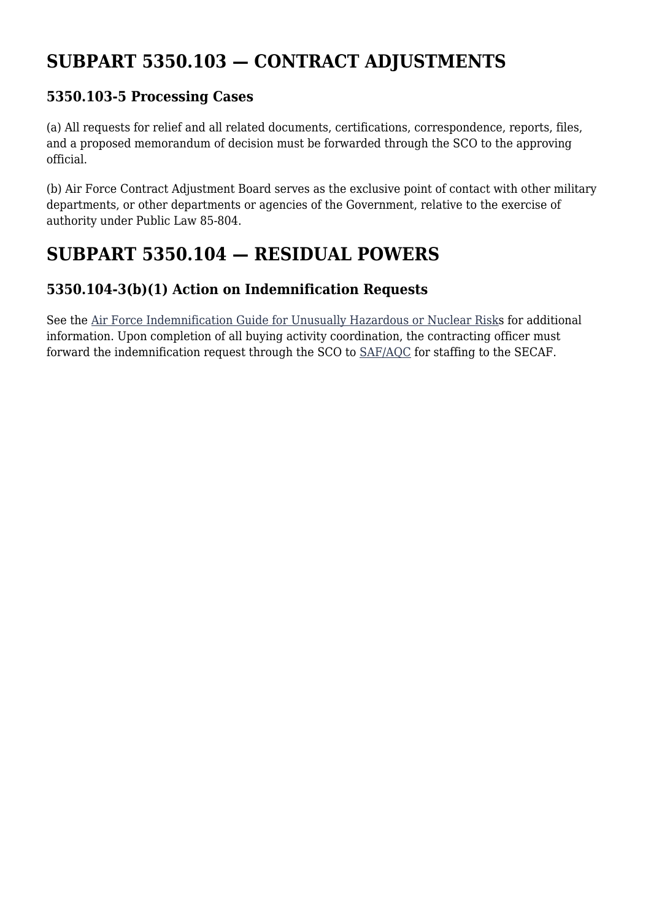# SUBPART 5350.103 — CONTRACT ADJUSTMENTS

## 5350.103-5 Processing Cases

(a) All requests for relief and all related documents, certifications, correspondence, reports, files, and a proposed memorandum of decision must be forwarded through the SCO to the approving official.

(b) Air Force Contract Adjustment Board serves as the exclusive point of contact with other military departments, or other departments or agencies of the Government, relative to the exercise of authority under Public Law 85-804.

# SUBPART 5350.104 — RESIDUAL POWERS

## 5350.104-3(b)(1) Action on Indemnification Requests

See the Air Force Indemnification Guide for Unusually Hazardous or Nuclear Risks for additional information. Upon completion of all buying activity coordination, the contracting officer must forward the indemnification request through the SCO to SAF/AQC for staffing to the SECAF.